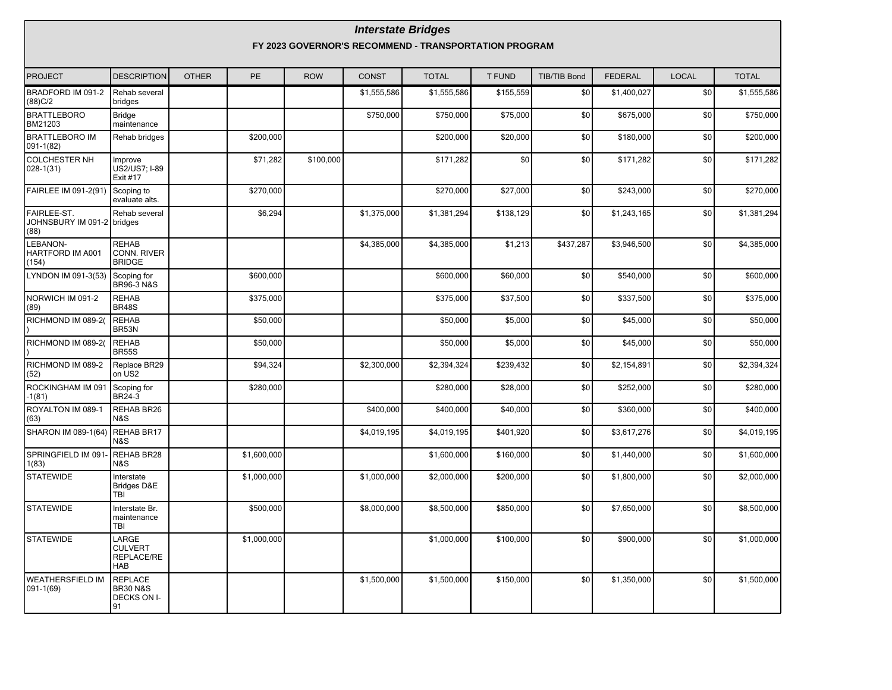# *Interstate Bridges*

## FY 2023 GOVERNOR'S RECOMMEND - TRANSPORTATION PROGRAM

| PROJECT | DESCRIPTION | OTHER | PE | ROW | CONST | TOTAL | T FUND | TIB/TIB Bond | FEDERAL | LOCAL | TOTAL |
|---|---|---|---|---|---|---|---|---|---|---|---|
| BRADFORD IM 091-2 (88)C/2 | Rehab several bridges | | | | $1,555,586 | $1,555,586 | $155,559 | $0 | $1,400,027 | $0 | $1,555,586 |
| BRATTLEBORO BM21203 | Bridge maintenance | | | | $750,000 | $750,000 | $75,000 | $0 | $675,000 | $0 | $750,000 |
| BRATTLEBORO IM 091-1(82) | Rehab bridges | | $200,000 | | | $200,000 | $20,000 | $0 | $180,000 | $0 | $200,000 |
| COLCHESTER NH 028-1(31) | Improve US2/US7; I-89 Exit #17 | | $71,282 | $100,000 | | $171,282 | $0 | $0 | $171,282 | $0 | $171,282 |
| FAIRLEE IM 091-2(91) | Scoping to evaluate alts. | | $270,000 | | | $270,000 | $27,000 | $0 | $243,000 | $0 | $270,000 |
| FAIRLEE-ST. JOHNSBURY IM 091-2 (88) | Rehab several bridges | | $6,294 | | $1,375,000 | $1,381,294 | $138,129 | $0 | $1,243,165 | $0 | $1,381,294 |
| LEBANON-HARTFORD IM A001 (154) | REHAB CONN. RIVER BRIDGE | | | | $4,385,000 | $4,385,000 | $1,213 | $437,287 | $3,946,500 | $0 | $4,385,000 |
| LYNDON IM 091-3(53) | Scoping for BR96-3 N&S | | $600,000 | | | $600,000 | $60,000 | $0 | $540,000 | $0 | $600,000 |
| NORWICH IM 091-2 (89) | REHAB BR48S | | $375,000 | | | $375,000 | $37,500 | $0 | $337,500 | $0 | $375,000 |
| RICHMOND IM 089-2( ) | REHAB BR53N | | $50,000 | | | $50,000 | $5,000 | $0 | $45,000 | $0 | $50,000 |
| RICHMOND IM 089-2( ) | REHAB BR55S | | $50,000 | | | $50,000 | $5,000 | $0 | $45,000 | $0 | $50,000 |
| RICHMOND IM 089-2 (52) | Replace BR29 on US2 | | $94,324 | | $2,300,000 | $2,394,324 | $239,432 | $0 | $2,154,891 | $0 | $2,394,324 |
| ROCKINGHAM IM 091 -1(81) | Scoping for BR24-3 | | $280,000 | | | $280,000 | $28,000 | $0 | $252,000 | $0 | $280,000 |
| ROYALTON IM 089-1 (63) | REHAB BR26 N&S | | | | $400,000 | $400,000 | $40,000 | $0 | $360,000 | $0 | $400,000 |
| SHARON IM 089-1(64) | REHAB BR17 N&S | | | | $4,019,195 | $4,019,195 | $401,920 | $0 | $3,617,276 | $0 | $4,019,195 |
| SPRINGFIELD IM 091-1(83) | REHAB BR28 N&S | | $1,600,000 | | | $1,600,000 | $160,000 | $0 | $1,440,000 | $0 | $1,600,000 |
| STATEWIDE | Interstate Bridges D&E TBI | | $1,000,000 | | $1,000,000 | $2,000,000 | $200,000 | $0 | $1,800,000 | $0 | $2,000,000 |
| STATEWIDE | Interstate Br. maintenance TBI | | $500,000 | | $8,000,000 | $8,500,000 | $850,000 | $0 | $7,650,000 | $0 | $8,500,000 |
| STATEWIDE | LARGE CULVERT REPLACE/REHAB | | $1,000,000 | | | $1,000,000 | $100,000 | $0 | $900,000 | $0 | $1,000,000 |
| WEATHERSFIELD IM 091-1(69) | REPLACE BR30 N&S DECKS ON I-91 | | | | $1,500,000 | $1,500,000 | $150,000 | $0 | $1,350,000 | $0 | $1,500,000 |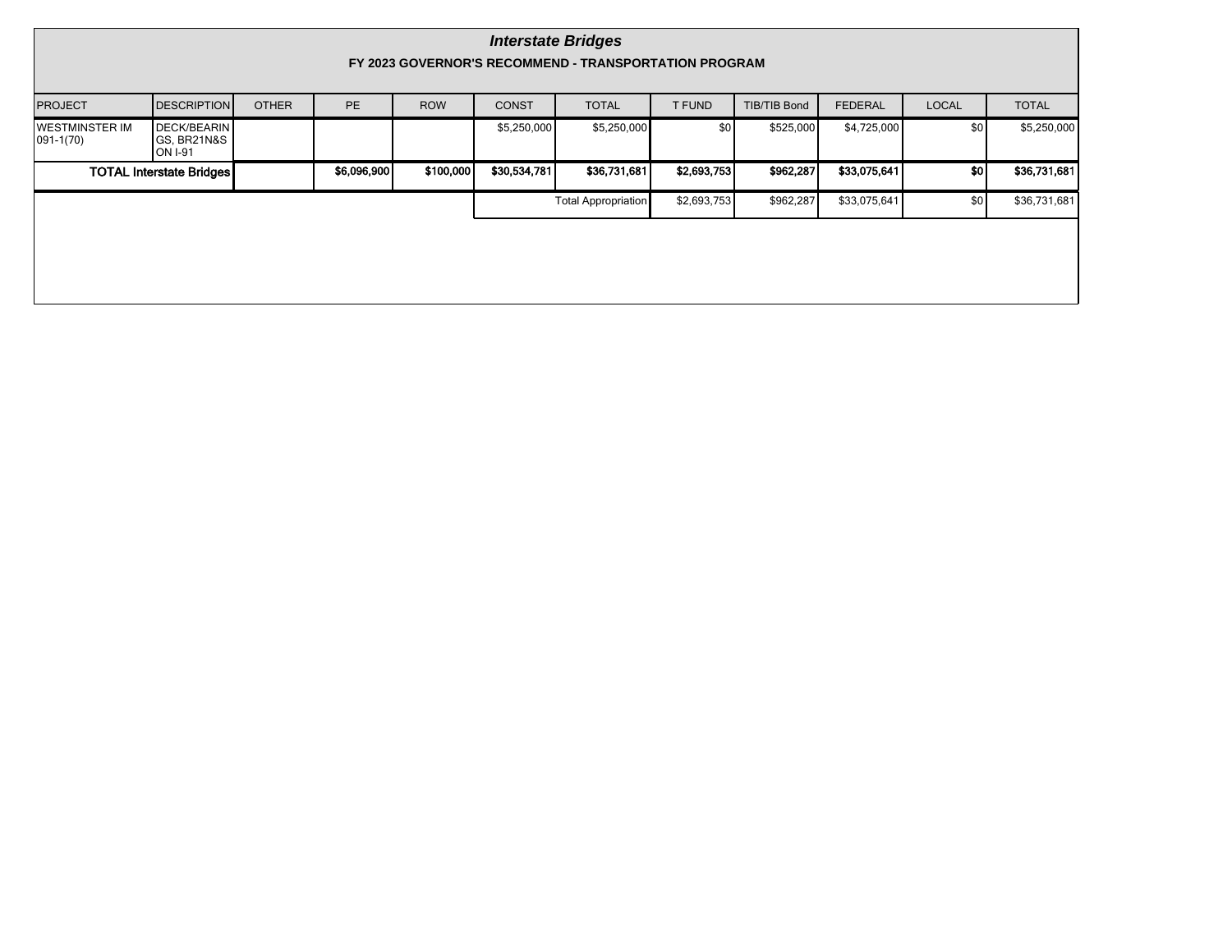# *Interstate Bridges*

## FY 2023 GOVERNOR'S RECOMMEND - TRANSPORTATION PROGRAM

| PROJECT | DESCRIPTION | OTHER | PE | ROW | CONST | TOTAL | T FUND | TIB/TIB Bond | FEDERAL | LOCAL | TOTAL |
|---|---|---|---|---|---|---|---|---|---|---|---|
| WESTMINSTER IM 091-1(70) | DECK/BEARINGS, BR21N&S ON I-91 | | | | $5,250,000 | $5,250,000 | $0 | $525,000 | $4,725,000 | $0 | $5,250,000 |
| **TOTAL Interstate Bridges** | | | **$6,096,900** | **$100,000** | **$30,534,781** | **$36,731,681** | **$2,693,753** | **$962,287** | **$33,075,641** | **$0** | **$36,731,681** |
| | | | | | | Total Appropriation | $2,693,753 | $962,287 | $33,075,641 | $0 | $36,731,681 |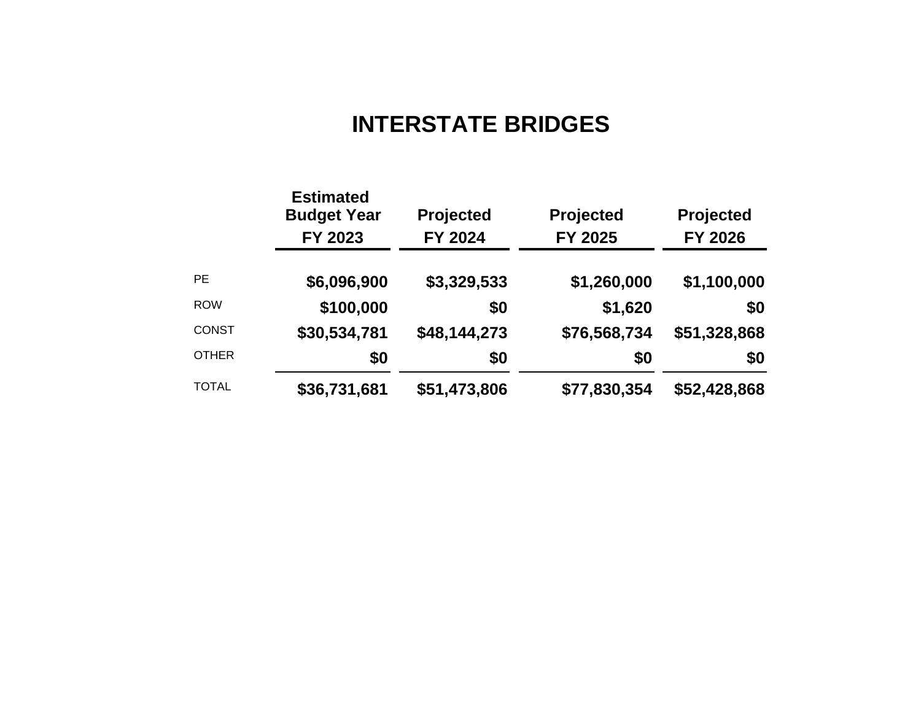# INTERSTATE BRIDGES

| | Estimated Budget Year FY 2023 | Projected FY 2024 | Projected FY 2025 | Projected FY 2026 |
|---|---|---|---|---|
| PE | **$6,096,900** | **$3,329,533** | **$1,260,000** | **$1,100,000** |
| ROW | **$100,000** | **$0** | **$1,620** | **$0** |
| CONST | **$30,534,781** | **$48,144,273** | **$76,568,734** | **$51,328,868** |
| OTHER | **$0** | **$0** | **$0** | **$0** |
| TOTAL | **$36,731,681** | **$51,473,806** | **$77,830,354** | **$52,428,868** |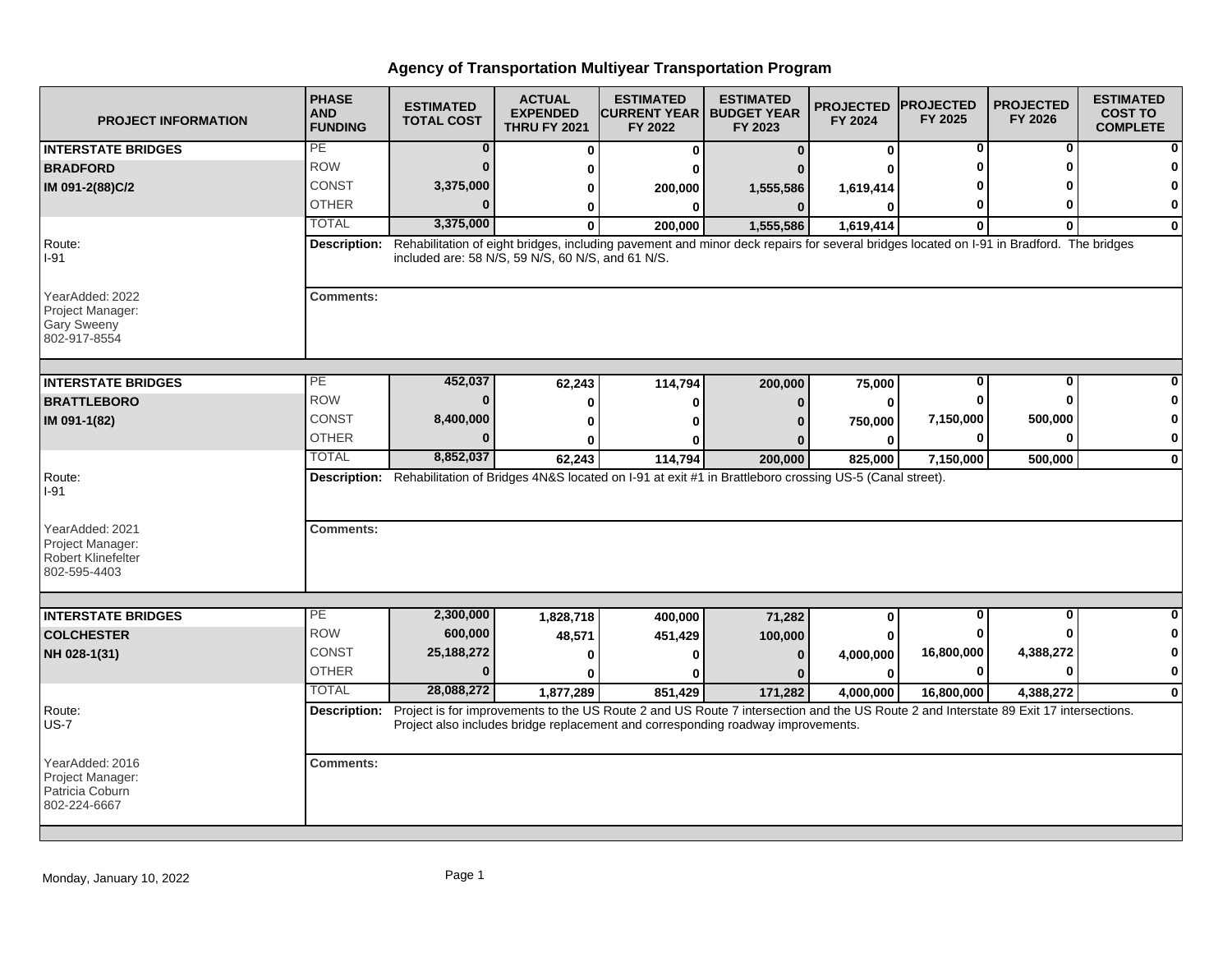# Agency of Transportation Multiyear Transportation Program

| PROJECT INFORMATION | PHASE AND FUNDING | ESTIMATED TOTAL COST | ACTUAL EXPENDED THRU FY 2021 | ESTIMATED CURRENT YEAR FY 2022 | ESTIMATED BUDGET YEAR FY 2023 | PROJECTED FY 2024 | PROJECTED FY 2025 | PROJECTED FY 2026 | ESTIMATED COST TO COMPLETE |
|---|---|---|---|---|---|---|---|---|---|
| **INTERSTATE BRIDGES** | PE | **0** | **0** | **0** | **0** | **0** | **0** | **0** | **0** |
| **BRADFORD** | ROW | **0** | **0** | **0** | **0** | **0** | **0** | **0** | **0** |
| **IM 091-2(88)C/2** | CONST | **3,375,000** | **0** | **200,000** | **1,555,586** | **1,619,414** | **0** | **0** | **0** |
| | OTHER | **0** | **0** | **0** | **0** | **0** | **0** | **0** | **0** |
| | TOTAL | **3,375,000** | **0** | **200,000** | **1,555,586** | **1,619,414** | **0** | **0** | **0** |

Route: I-91

**Description:** Rehabilitation of eight bridges, including pavement and minor deck repairs for several bridges located on I-91 in Bradford. The bridges included are: 58 N/S, 59 N/S, 60 N/S, and 61 N/S.

YearAdded: 2022
Project Manager: Gary Sweeny
802-917-8554

**Comments:**

| PROJECT INFORMATION | PHASE AND FUNDING | ESTIMATED TOTAL COST | ACTUAL EXPENDED THRU FY 2021 | ESTIMATED CURRENT YEAR FY 2022 | ESTIMATED BUDGET YEAR FY 2023 | PROJECTED FY 2024 | PROJECTED FY 2025 | PROJECTED FY 2026 | ESTIMATED COST TO COMPLETE |
|---|---|---|---|---|---|---|---|---|---|
| **INTERSTATE BRIDGES** | PE | **452,037** | **62,243** | **114,794** | **200,000** | **75,000** | **0** | **0** | **0** |
| **BRATTLEBORO** | ROW | **0** | **0** | **0** | **0** | **0** | **0** | **0** | **0** |
| **IM 091-1(82)** | CONST | **8,400,000** | **0** | **0** | **0** | **750,000** | **7,150,000** | **500,000** | **0** |
| | OTHER | **0** | **0** | **0** | **0** | **0** | **0** | **0** | **0** |
| | TOTAL | **8,852,037** | **62,243** | **114,794** | **200,000** | **825,000** | **7,150,000** | **500,000** | **0** |

Route: I-91

**Description:** Rehabilitation of Bridges 4N&S located on I-91 at exit #1 in Brattleboro crossing US-5 (Canal street).

YearAdded: 2021
Project Manager: Robert Klinefelter
802-595-4403

**Comments:**

| PROJECT INFORMATION | PHASE AND FUNDING | ESTIMATED TOTAL COST | ACTUAL EXPENDED THRU FY 2021 | ESTIMATED CURRENT YEAR FY 2022 | ESTIMATED BUDGET YEAR FY 2023 | PROJECTED FY 2024 | PROJECTED FY 2025 | PROJECTED FY 2026 | ESTIMATED COST TO COMPLETE |
|---|---|---|---|---|---|---|---|---|---|
| **INTERSTATE BRIDGES** | PE | **2,300,000** | **1,828,718** | **400,000** | **71,282** | **0** | **0** | **0** | **0** |
| **COLCHESTER** | ROW | **600,000** | **48,571** | **451,429** | **100,000** | **0** | **0** | **0** | **0** |
| **NH 028-1(31)** | CONST | **25,188,272** | **0** | **0** | **0** | **4,000,000** | **16,800,000** | **4,388,272** | **0** |
| | OTHER | **0** | **0** | **0** | **0** | **0** | **0** | **0** | **0** |
| | TOTAL | **28,088,272** | **1,877,289** | **851,429** | **171,282** | **4,000,000** | **16,800,000** | **4,388,272** | **0** |

Route: US-7

**Description:** Project is for improvements to the US Route 2 and US Route 7 intersection and the US Route 2 and Interstate 89 Exit 17 intersections. Project also includes bridge replacement and corresponding roadway improvements.

YearAdded: 2016
Project Manager: Patricia Coburn
802-224-6667

**Comments:**

Monday, January 10, 2022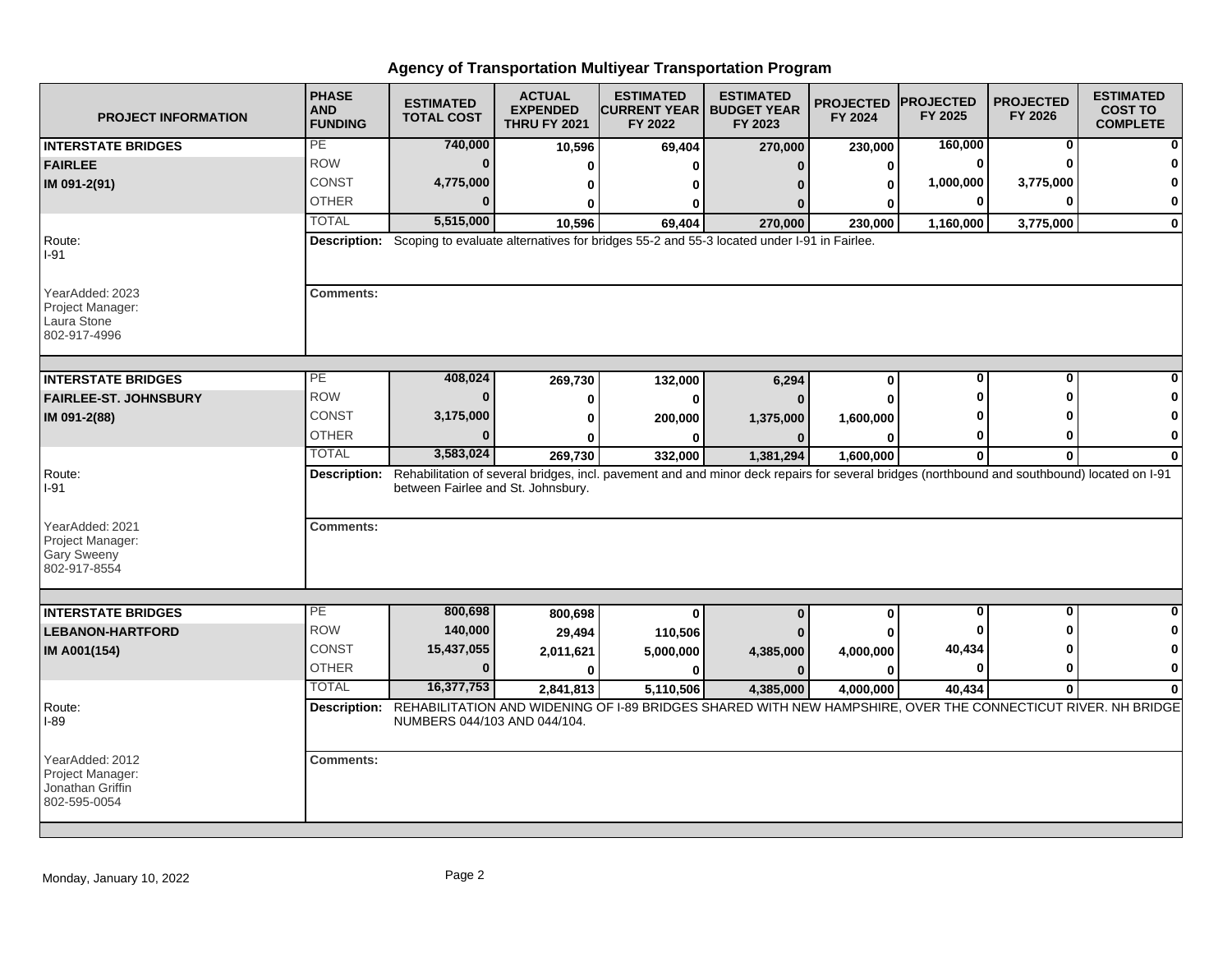# Agency of Transportation Multiyear Transportation Program

| PROJECT INFORMATION | PHASE AND FUNDING | ESTIMATED TOTAL COST | ACTUAL EXPENDED THRU FY 2021 | ESTIMATED CURRENT YEAR FY 2022 | ESTIMATED BUDGET YEAR FY 2023 | PROJECTED FY 2024 | PROJECTED FY 2025 | PROJECTED FY 2026 | ESTIMATED COST TO COMPLETE |
|---|---|---|---|---|---|---|---|---|---|
| **INTERSTATE BRIDGES** | PE | 740,000 | 10,596 | 69,404 | 270,000 | 230,000 | 160,000 | 0 | 0 |
| **FAIRLEE** | ROW | 0 | 0 | 0 | 0 | 0 | 0 | 0 | 0 |
| **IM 091-2(91)** | CONST | 4,775,000 | 0 | 0 | 0 | 0 | 1,000,000 | 3,775,000 | 0 |
| | OTHER | 0 | 0 | 0 | 0 | 0 | 0 | 0 | 0 |
| | TOTAL | 5,515,000 | 10,596 | 69,404 | 270,000 | 230,000 | 1,160,000 | 3,775,000 | 0 |
| Route: I-91 | **Description:** Scoping to evaluate alternatives for bridges 55-2 and 55-3 located under I-91 in Fairlee. | | | | | | | | |
| YearAdded: 2023 Project Manager: Laura Stone 802-917-4996 | **Comments:** | | | | | | | | |
| **INTERSTATE BRIDGES** | PE | 408,024 | 269,730 | 132,000 | 6,294 | 0 | 0 | 0 | 0 |
| **FAIRLEE-ST. JOHNSBURY** | ROW | 0 | 0 | 0 | 0 | 0 | 0 | 0 | 0 |
| **IM 091-2(88)** | CONST | 3,175,000 | 0 | 200,000 | 1,375,000 | 1,600,000 | 0 | 0 | 0 |
| | OTHER | 0 | 0 | 0 | 0 | 0 | 0 | 0 | 0 |
| | TOTAL | 3,583,024 | 269,730 | 332,000 | 1,381,294 | 1,600,000 | 0 | 0 | 0 |
| Route: I-91 | **Description:** Rehabilitation of several bridges, incl. pavement and and minor deck repairs for several bridges (northbound and southbound) located on I-91 between Fairlee and St. Johnsbury. | | | | | | | | |
| YearAdded: 2021 Project Manager: Gary Sweeny 802-917-8554 | **Comments:** | | | | | | | | |
| **INTERSTATE BRIDGES** | PE | 800,698 | 800,698 | 0 | 0 | 0 | 0 | 0 | 0 |
| **LEBANON-HARTFORD** | ROW | 140,000 | 29,494 | 110,506 | 0 | 0 | 0 | 0 | 0 |
| **IM A001(154)** | CONST | 15,437,055 | 2,011,621 | 5,000,000 | 4,385,000 | 4,000,000 | 40,434 | 0 | 0 |
| | OTHER | 0 | 0 | 0 | 0 | 0 | 0 | 0 | 0 |
| | TOTAL | 16,377,753 | 2,841,813 | 5,110,506 | 4,385,000 | 4,000,000 | 40,434 | 0 | 0 |
| Route: I-89 | **Description:** REHABILITATION AND WIDENING OF I-89 BRIDGES SHARED WITH NEW HAMPSHIRE, OVER THE CONNECTICUT RIVER. NH BRIDGE NUMBERS 044/103 AND 044/104. | | | | | | | | |
| YearAdded: 2012 Project Manager: Jonathan Griffin 802-595-0054 | **Comments:** | | | | | | | | |

Monday, January 10, 2022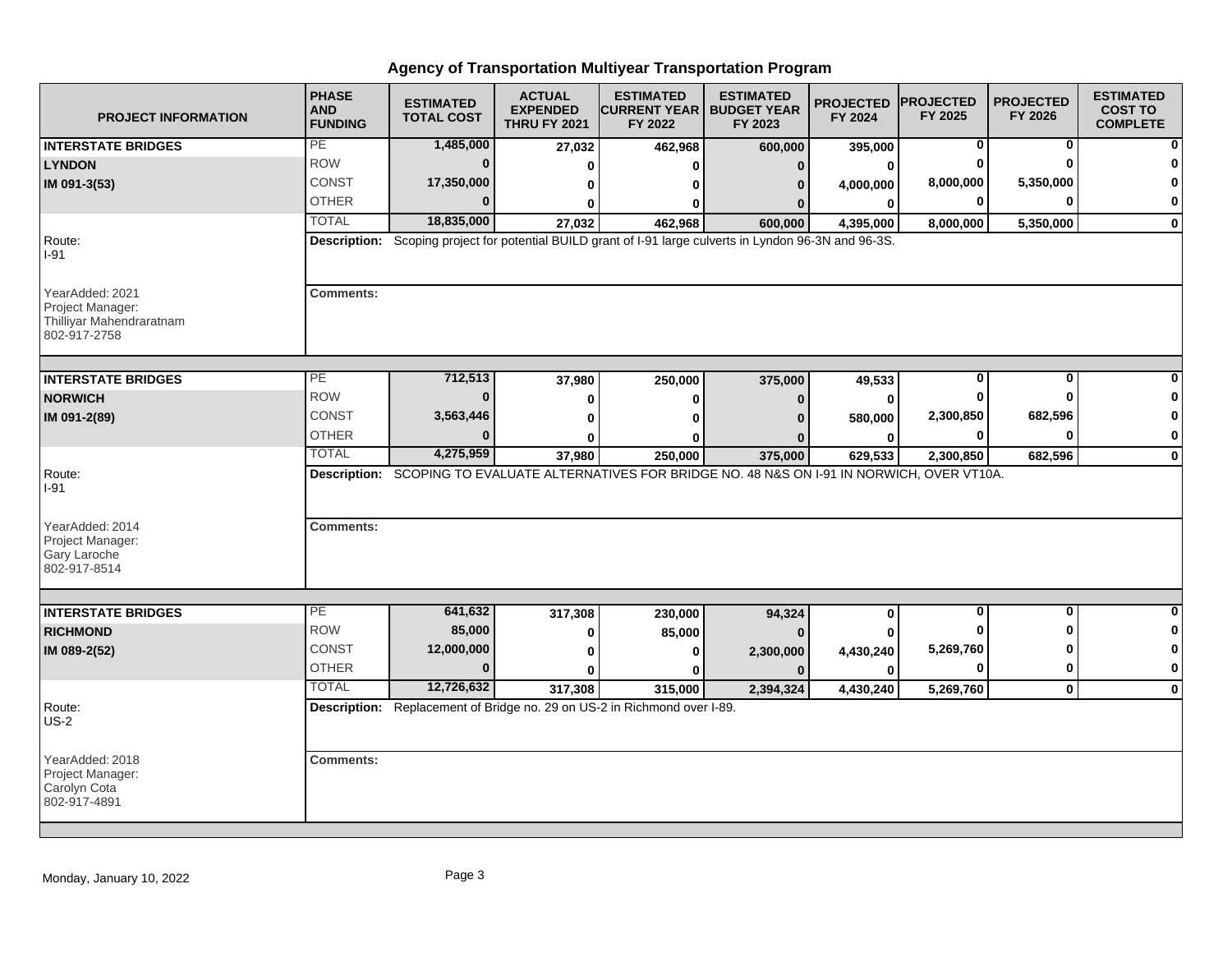# Agency of Transportation Multiyear Transportation Program

| PROJECT INFORMATION | PHASE AND FUNDING | ESTIMATED TOTAL COST | ACTUAL EXPENDED THRU FY 2021 | ESTIMATED CURRENT YEAR FY 2022 | ESTIMATED BUDGET YEAR FY 2023 | PROJECTED FY 2024 | PROJECTED FY 2025 | PROJECTED FY 2026 | ESTIMATED COST TO COMPLETE |
|---|---|---|---|---|---|---|---|---|---|
| **INTERSTATE BRIDGES** | PE | 1,485,000 | 27,032 | 462,968 | 600,000 | 395,000 | 0 | 0 | 0 |
| **LYNDON** | ROW | 0 | 0 | 0 | 0 | 0 | 0 | 0 | 0 |
| **IM 091-3(53)** | CONST | 17,350,000 | 0 | 0 | 0 | 4,000,000 | 8,000,000 | 5,350,000 | 0 |
| | OTHER | 0 | 0 | 0 | 0 | 0 | 0 | 0 | 0 |
| | TOTAL | 18,835,000 | 27,032 | 462,968 | 600,000 | 4,395,000 | 8,000,000 | 5,350,000 | 0 |

Route: I-91

YearAdded: 2021
Project Manager: Thilliyar Mahendraratnam
802-917-2758

**Description:** Scoping project for potential BUILD grant of I-91 large culverts in Lyndon 96-3N and 96-3S.

**Comments:**

| PROJECT INFORMATION | PHASE AND FUNDING | ESTIMATED TOTAL COST | ACTUAL EXPENDED THRU FY 2021 | ESTIMATED CURRENT YEAR FY 2022 | ESTIMATED BUDGET YEAR FY 2023 | PROJECTED FY 2024 | PROJECTED FY 2025 | PROJECTED FY 2026 | ESTIMATED COST TO COMPLETE |
|---|---|---|---|---|---|---|---|---|---|
| **INTERSTATE BRIDGES** | PE | 712,513 | 37,980 | 250,000 | 375,000 | 49,533 | 0 | 0 | 0 |
| **NORWICH** | ROW | 0 | 0 | 0 | 0 | 0 | 0 | 0 | 0 |
| **IM 091-2(89)** | CONST | 3,563,446 | 0 | 0 | 0 | 580,000 | 2,300,850 | 682,596 | 0 |
| | OTHER | 0 | 0 | 0 | 0 | 0 | 0 | 0 | 0 |
| | TOTAL | 4,275,959 | 37,980 | 250,000 | 375,000 | 629,533 | 2,300,850 | 682,596 | 0 |

Route: I-91

YearAdded: 2014
Project Manager: Gary Laroche
802-917-8514

**Description:** SCOPING TO EVALUATE ALTERNATIVES FOR BRIDGE NO. 48 N&S ON I-91 IN NORWICH, OVER VT10A.

**Comments:**

| PROJECT INFORMATION | PHASE AND FUNDING | ESTIMATED TOTAL COST | ACTUAL EXPENDED THRU FY 2021 | ESTIMATED CURRENT YEAR FY 2022 | ESTIMATED BUDGET YEAR FY 2023 | PROJECTED FY 2024 | PROJECTED FY 2025 | PROJECTED FY 2026 | ESTIMATED COST TO COMPLETE |
|---|---|---|---|---|---|---|---|---|---|
| **INTERSTATE BRIDGES** | PE | 641,632 | 317,308 | 230,000 | 94,324 | 0 | 0 | 0 | 0 |
| **RICHMOND** | ROW | 85,000 | 0 | 85,000 | 0 | 0 | 0 | 0 | 0 |
| **IM 089-2(52)** | CONST | 12,000,000 | 0 | 0 | 2,300,000 | 4,430,240 | 5,269,760 | 0 | 0 |
| | OTHER | 0 | 0 | 0 | 0 | 0 | 0 | 0 | 0 |
| | TOTAL | 12,726,632 | 317,308 | 315,000 | 2,394,324 | 4,430,240 | 5,269,760 | 0 | 0 |

Route: US-2

YearAdded: 2018
Project Manager: Carolyn Cota
802-917-4891

**Description:** Replacement of Bridge no. 29 on US-2 in Richmond over I-89.

**Comments:**

Monday, January 10, 2022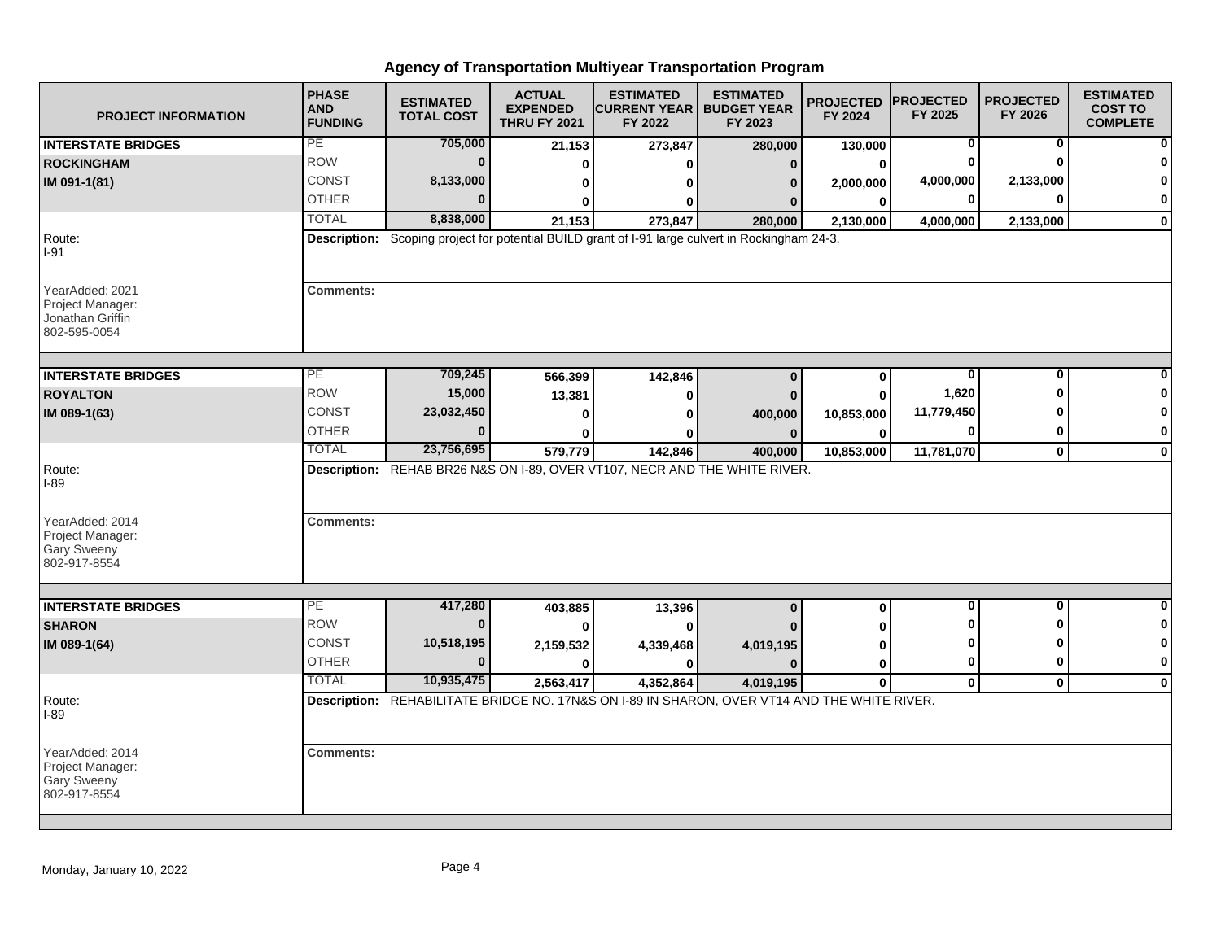# Agency of Transportation Multiyear Transportation Program

| PROJECT INFORMATION | PHASE AND FUNDING | ESTIMATED TOTAL COST | ACTUAL EXPENDED THRU FY 2021 | ESTIMATED CURRENT YEAR FY 2022 | ESTIMATED BUDGET YEAR FY 2023 | PROJECTED FY 2024 | PROJECTED FY 2025 | PROJECTED FY 2026 | ESTIMATED COST TO COMPLETE |
|---|---|---|---|---|---|---|---|---|---|
| **INTERSTATE BRIDGES** | PE | 705,000 | 21,153 | 273,847 | 280,000 | 130,000 | 0 | 0 | 0 |
| **ROCKINGHAM** | ROW | 0 | 0 | 0 | 0 | 0 | 0 | 0 | 0 |
| **IM 091-1(81)** | CONST | 8,133,000 | 0 | 0 | 0 | 2,000,000 | 4,000,000 | 2,133,000 | 0 |
| | OTHER | 0 | 0 | 0 | 0 | 0 | 0 | 0 | 0 |
| | TOTAL | 8,838,000 | 21,153 | 273,847 | 280,000 | 2,130,000 | 4,000,000 | 2,133,000 | 0 |
| Route: I-91 | **Description:** Scoping project for potential BUILD grant of I-91 large culvert in Rockingham 24-3. | | | | | | | | |
| YearAdded: 2021 Project Manager: Jonathan Griffin 802-595-0054 | **Comments:** | | | | | | | | |
| **INTERSTATE BRIDGES** | PE | 709,245 | 566,399 | 142,846 | 0 | 0 | 0 | 0 | 0 |
| **ROYALTON** | ROW | 15,000 | 13,381 | 0 | 0 | 0 | 1,620 | 0 | 0 |
| **IM 089-1(63)** | CONST | 23,032,450 | 0 | 0 | 400,000 | 10,853,000 | 11,779,450 | 0 | 0 |
| | OTHER | 0 | 0 | 0 | 0 | 0 | 0 | 0 | 0 |
| | TOTAL | 23,756,695 | 579,779 | 142,846 | 400,000 | 10,853,000 | 11,781,070 | 0 | 0 |
| Route: I-89 | **Description:** REHAB BR26 N&S ON I-89, OVER VT107, NECR AND THE WHITE RIVER. | | | | | | | | |
| YearAdded: 2014 Project Manager: Gary Sweeny 802-917-8554 | **Comments:** | | | | | | | | |
| **INTERSTATE BRIDGES** | PE | 417,280 | 403,885 | 13,396 | 0 | 0 | 0 | 0 | 0 |
| **SHARON** | ROW | 0 | 0 | 0 | 0 | 0 | 0 | 0 | 0 |
| **IM 089-1(64)** | CONST | 10,518,195 | 2,159,532 | 4,339,468 | 4,019,195 | 0 | 0 | 0 | 0 |
| | OTHER | 0 | 0 | 0 | 0 | 0 | 0 | 0 | 0 |
| | TOTAL | 10,935,475 | 2,563,417 | 4,352,864 | 4,019,195 | 0 | 0 | 0 | 0 |
| Route: I-89 | **Description:** REHABILITATE BRIDGE NO. 17N&S ON I-89 IN SHARON, OVER VT14 AND THE WHITE RIVER. | | | | | | | | |
| YearAdded: 2014 Project Manager: Gary Sweeny 802-917-8554 | **Comments:** | | | | | | | | |

Monday, January 10, 2022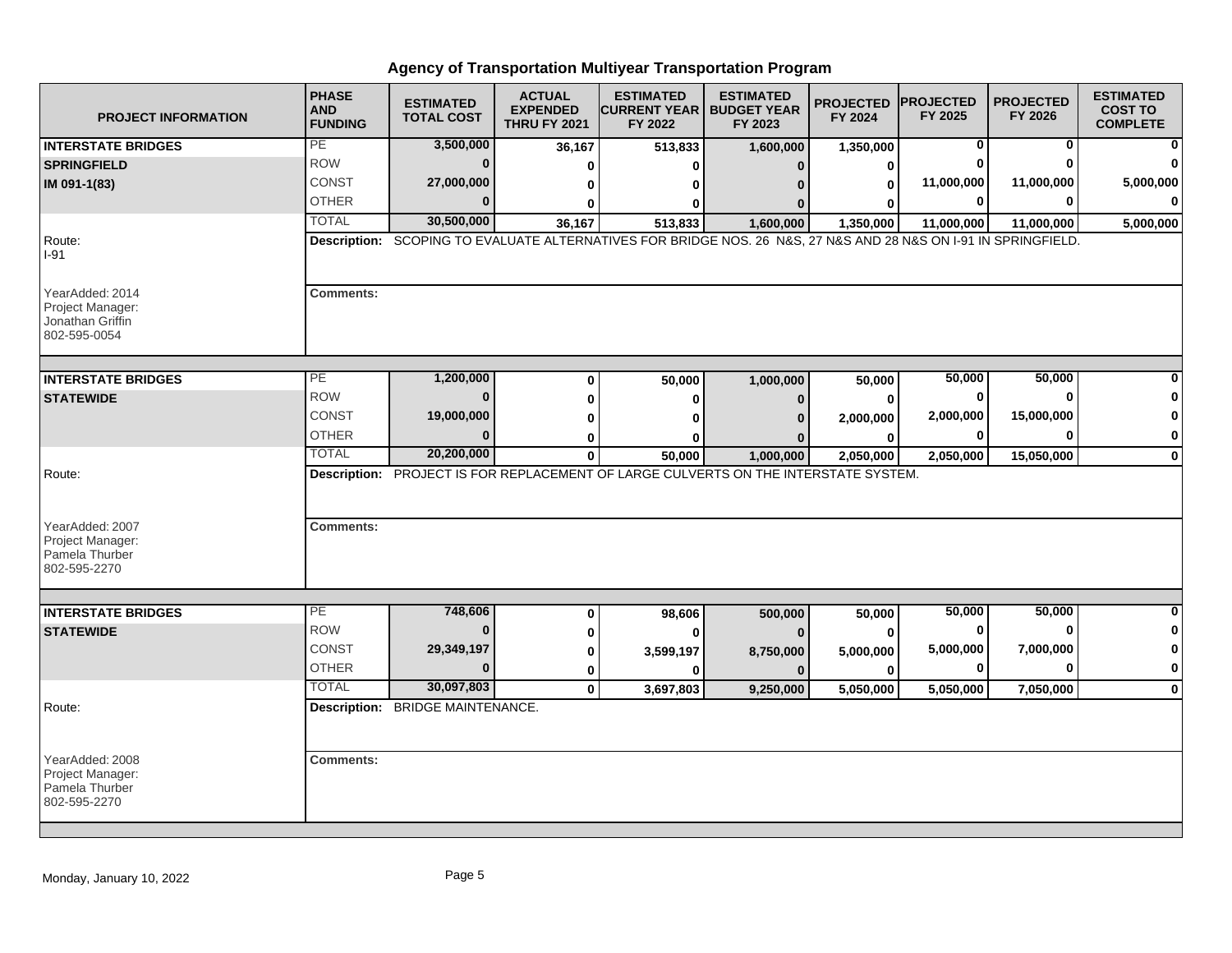# Agency of Transportation Multiyear Transportation Program

| PROJECT INFORMATION | PHASE AND FUNDING | ESTIMATED TOTAL COST | ACTUAL EXPENDED THRU FY 2021 | ESTIMATED CURRENT YEAR FY 2022 | ESTIMATED BUDGET YEAR FY 2023 | PROJECTED FY 2024 | PROJECTED FY 2025 | PROJECTED FY 2026 | ESTIMATED COST TO COMPLETE |
|---|---|---|---|---|---|---|---|---|---|
| **INTERSTATE BRIDGES** | PE | 3,500,000 | 36,167 | 513,833 | 1,600,000 | 1,350,000 | 0 | 0 | 0 |
| **SPRINGFIELD** | ROW | 0 | 0 | 0 | 0 | 0 | 0 | 0 | 0 |
| **IM 091-1(83)** | CONST | 27,000,000 | 0 | 0 | 0 | 0 | 11,000,000 | 11,000,000 | 5,000,000 |
| | OTHER | 0 | 0 | 0 | 0 | 0 | 0 | 0 | 0 |
| | TOTAL | 30,500,000 | 36,167 | 513,833 | 1,600,000 | 1,350,000 | 11,000,000 | 11,000,000 | 5,000,000 |

Route: I-91

**Description:** SCOPING TO EVALUATE ALTERNATIVES FOR BRIDGE NOS. 26 N&S, 27 N&S AND 28 N&S ON I-91 IN SPRINGFIELD.

YearAdded: 2014
Project Manager: Jonathan Griffin
802-595-0054

**Comments:**

| PROJECT INFORMATION | PHASE AND FUNDING | ESTIMATED TOTAL COST | ACTUAL EXPENDED THRU FY 2021 | ESTIMATED CURRENT YEAR FY 2022 | ESTIMATED BUDGET YEAR FY 2023 | PROJECTED FY 2024 | PROJECTED FY 2025 | PROJECTED FY 2026 | ESTIMATED COST TO COMPLETE |
|---|---|---|---|---|---|---|---|---|---|
| **INTERSTATE BRIDGES** | PE | 1,200,000 | 0 | 50,000 | 1,000,000 | 50,000 | 50,000 | 50,000 | 0 |
| **STATEWIDE** | ROW | 0 | 0 | 0 | 0 | 0 | 0 | 0 | 0 |
| | CONST | 19,000,000 | 0 | 0 | 0 | 2,000,000 | 2,000,000 | 15,000,000 | 0 |
| | OTHER | 0 | 0 | 0 | 0 | 0 | 0 | 0 | 0 |
| | TOTAL | 20,200,000 | 0 | 50,000 | 1,000,000 | 2,050,000 | 2,050,000 | 15,050,000 | 0 |

Route:

**Description:** PROJECT IS FOR REPLACEMENT OF LARGE CULVERTS ON THE INTERSTATE SYSTEM.

YearAdded: 2007
Project Manager: Pamela Thurber
802-595-2270

**Comments:**

| PROJECT INFORMATION | PHASE AND FUNDING | ESTIMATED TOTAL COST | ACTUAL EXPENDED THRU FY 2021 | ESTIMATED CURRENT YEAR FY 2022 | ESTIMATED BUDGET YEAR FY 2023 | PROJECTED FY 2024 | PROJECTED FY 2025 | PROJECTED FY 2026 | ESTIMATED COST TO COMPLETE |
|---|---|---|---|---|---|---|---|---|---|
| **INTERSTATE BRIDGES** | PE | 748,606 | 0 | 98,606 | 500,000 | 50,000 | 50,000 | 50,000 | 0 |
| **STATEWIDE** | ROW | 0 | 0 | 0 | 0 | 0 | 0 | 0 | 0 |
| | CONST | 29,349,197 | 0 | 3,599,197 | 8,750,000 | 5,000,000 | 5,000,000 | 7,000,000 | 0 |
| | OTHER | 0 | 0 | 0 | 0 | 0 | 0 | 0 | 0 |
| | TOTAL | 30,097,803 | 0 | 3,697,803 | 9,250,000 | 5,050,000 | 5,050,000 | 7,050,000 | 0 |

Route:

**Description:** BRIDGE MAINTENANCE.

YearAdded: 2008
Project Manager: Pamela Thurber
802-595-2270

**Comments:**

Monday, January 10, 2022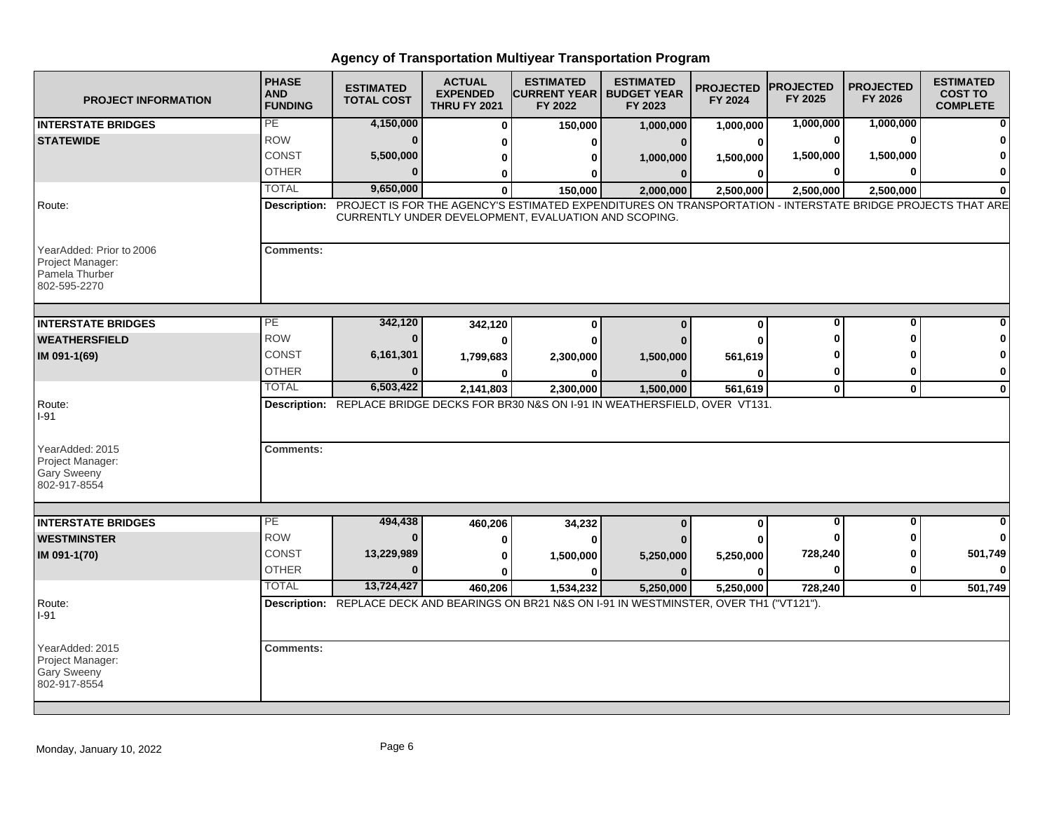# Agency of Transportation Multiyear Transportation Program

| PROJECT INFORMATION | PHASE AND FUNDING | ESTIMATED TOTAL COST | ACTUAL EXPENDED THRU FY 2021 | ESTIMATED CURRENT YEAR FY 2022 | ESTIMATED BUDGET YEAR FY 2023 | PROJECTED FY 2024 | PROJECTED FY 2025 | PROJECTED FY 2026 | ESTIMATED COST TO COMPLETE |
|---|---|---|---|---|---|---|---|---|---|
| **INTERSTATE BRIDGES** | PE | 4,150,000 | 0 | 150,000 | 1,000,000 | 1,000,000 | 1,000,000 | 1,000,000 | 0 |
| **STATEWIDE** | ROW | 0 | 0 | 0 | 0 | 0 | 0 | 0 | 0 |
| | CONST | 5,500,000 | 0 | 0 | 1,000,000 | 1,500,000 | 1,500,000 | 1,500,000 | 0 |
| | OTHER | 0 | 0 | 0 | 0 | 0 | 0 | 0 | 0 |
| | TOTAL | 9,650,000 | 0 | 150,000 | 2,000,000 | 2,500,000 | 2,500,000 | 2,500,000 | 0 |
| Route: | **Description:** PROJECT IS FOR THE AGENCY'S ESTIMATED EXPENDITURES ON TRANSPORTATION - INTERSTATE BRIDGE PROJECTS THAT ARE CURRENTLY UNDER DEVELOPMENT, EVALUATION AND SCOPING. | | | | | | | | |
| YearAdded: Prior to 2006<br>Project Manager:<br>Pamela Thurber<br>802-595-2270 | **Comments:** | | | | | | | | |
| **INTERSTATE BRIDGES** | PE | 342,120 | 342,120 | 0 | 0 | 0 | 0 | 0 | 0 |
| **WEATHERSFIELD** | ROW | 0 | 0 | 0 | 0 | 0 | 0 | 0 | 0 |
| **IM 091-1(69)** | CONST | 6,161,301 | 1,799,683 | 2,300,000 | 1,500,000 | 561,619 | 0 | 0 | 0 |
| | OTHER | 0 | 0 | 0 | 0 | 0 | 0 | 0 | 0 |
| | TOTAL | 6,503,422 | 2,141,803 | 2,300,000 | 1,500,000 | 561,619 | 0 | 0 | 0 |
| Route:<br>I-91 | **Description:** REPLACE BRIDGE DECKS FOR BR30 N&S ON I-91 IN WEATHERSFIELD, OVER VT131. | | | | | | | | |
| YearAdded: 2015<br>Project Manager:<br>Gary Sweeny<br>802-917-8554 | **Comments:** | | | | | | | | |
| **INTERSTATE BRIDGES** | PE | 494,438 | 460,206 | 34,232 | 0 | 0 | 0 | 0 | 0 |
| **WESTMINSTER** | ROW | 0 | 0 | 0 | 0 | 0 | 0 | 0 | 0 |
| **IM 091-1(70)** | CONST | 13,229,989 | 0 | 1,500,000 | 5,250,000 | 5,250,000 | 728,240 | 0 | 501,749 |
| | OTHER | 0 | 0 | 0 | 0 | 0 | 0 | 0 | 0 |
| | TOTAL | 13,724,427 | 460,206 | 1,534,232 | 5,250,000 | 5,250,000 | 728,240 | 0 | 501,749 |
| Route:<br>I-91 | **Description:** REPLACE DECK AND BEARINGS ON BR21 N&S ON I-91 IN WESTMINSTER, OVER TH1 ("VT121"). | | | | | | | | |
| YearAdded: 2015<br>Project Manager:<br>Gary Sweeny<br>802-917-8554 | **Comments:** | | | | | | | | |

Monday, January 10, 2022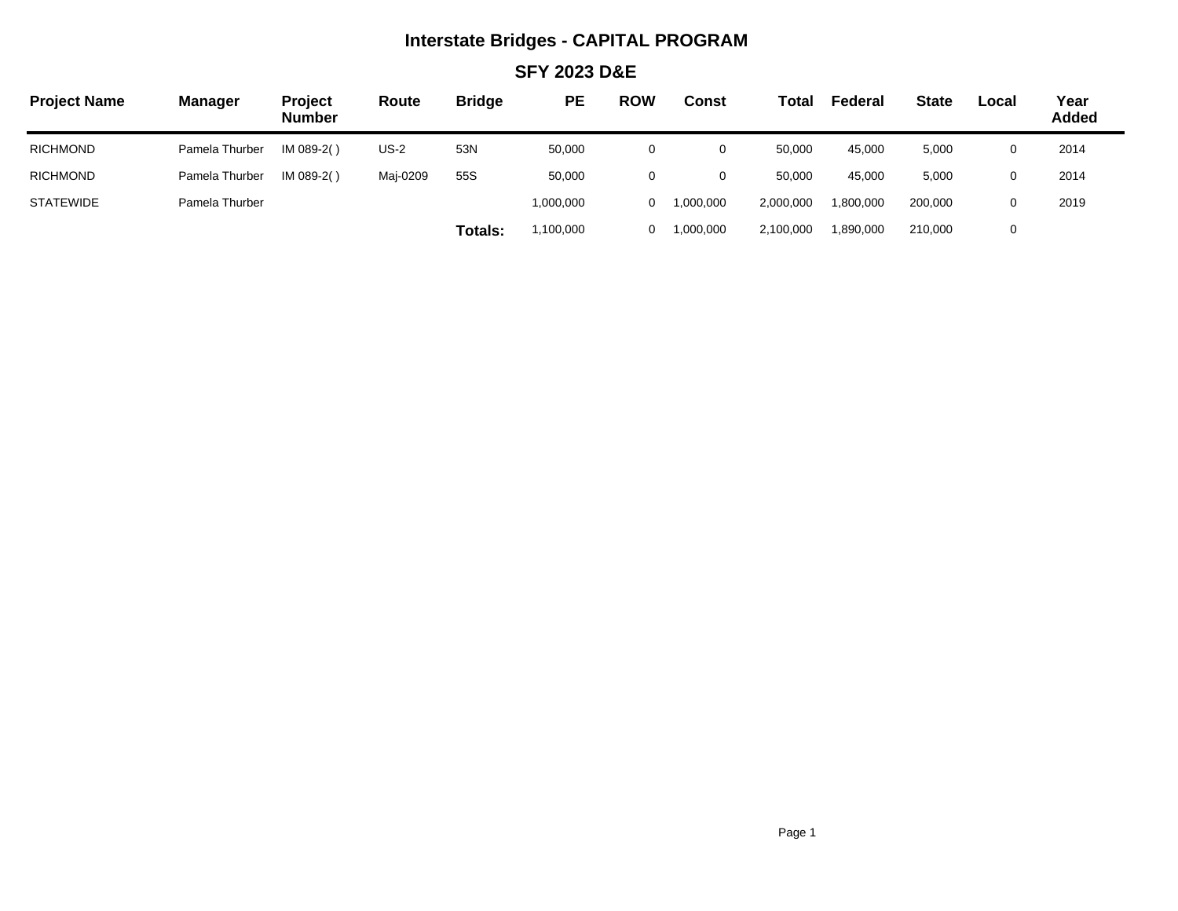# Interstate Bridges - CAPITAL PROGRAM

## SFY 2023 D&E

| Project Name | Manager | Project Number | Route | Bridge | PE | ROW | Const | Total | Federal | State | Local | Year Added |
|---|---|---|---|---|---|---|---|---|---|---|---|---|
| RICHMOND | Pamela Thurber | IM 089-2( ) | US-2 | 53N | 50,000 | 0 | 0 | 50,000 | 45,000 | 5,000 | 0 | 2014 |
| RICHMOND | Pamela Thurber | IM 089-2( ) | Maj-0209 | 55S | 50,000 | 0 | 0 | 50,000 | 45,000 | 5,000 | 0 | 2014 |
| STATEWIDE | Pamela Thurber | | | | 1,000,000 | 0 | 1,000,000 | 2,000,000 | 1,800,000 | 200,000 | 0 | 2019 |
| | | | | **Totals:** | 1,100,000 | 0 | 1,000,000 | 2,100,000 | 1,890,000 | 210,000 | 0 | |